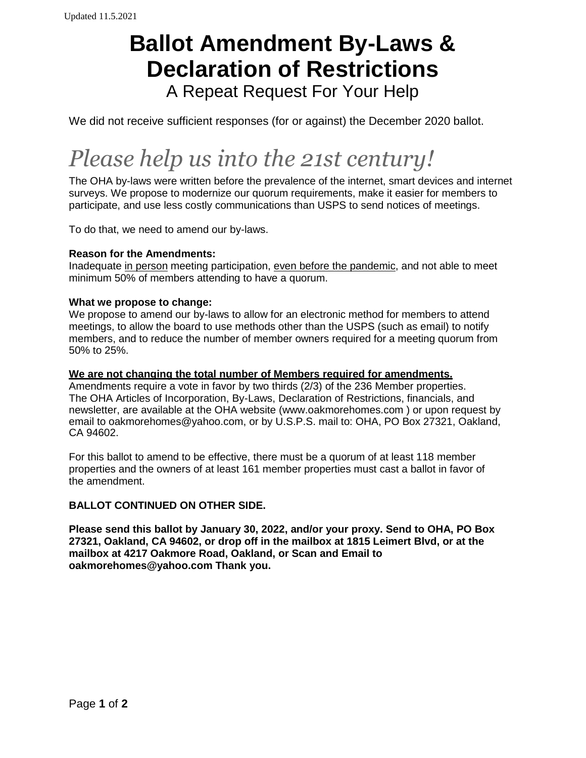Updated 11.5.2021

# Ballot Amendment By-Laws & Declaration of Restrictions

A Repeat Request For Your Help

We did not receive sufficient responses (for or against) the December 2020 ballot.

## *Please help us into the 21st century!*

The OHA by-laws were written before the prevalence of the internet, smart devices and internet surveys. We propose to modernize our quorum requirements, make it easier for members to participate, and use less costly communications than USPS to send notices of meetings.

To do that, we need to amend our by-laws.

**Reason for the Amendments:**
Inadequate <u>in person</u> meeting participation, <u>even before the pandemic</u>, and not able to meet minimum 50% of members attending to have a quorum.

**What we propose to change:**
We propose to amend our by-laws to allow for an electronic method for members to attend meetings, to allow the board to use methods other than the USPS (such as email) to notify members, and to reduce the number of member owners required for a meeting quorum from 50% to 25%.

**<u>We are not changing the total number of Members required for amendments.</u>**
Amendments require a vote in favor by two thirds (2/3) of the 236 Member properties. The OHA Articles of Incorporation, By-Laws, Declaration of Restrictions, financials, and newsletter, are available at the OHA website (www.oakmorehomes.com ) or upon request by email to oakmorehomes@yahoo.com, or by U.S.P.S. mail to: OHA, PO Box 27321, Oakland, CA 94602.

For this ballot to amend to be effective, there must be a quorum of at least 118 member properties and the owners of at least 161 member properties must cast a ballot in favor of the amendment.

**BALLOT CONTINUED ON OTHER SIDE.**

**Please send this ballot by January 30, 2022, and/or your proxy. Send to OHA, PO Box 27321, Oakland, CA 94602, or drop off in the mailbox at 1815 Leimert Blvd, or at the mailbox at 4217 Oakmore Road, Oakland, or Scan and Email to oakmorehomes@yahoo.com Thank you.**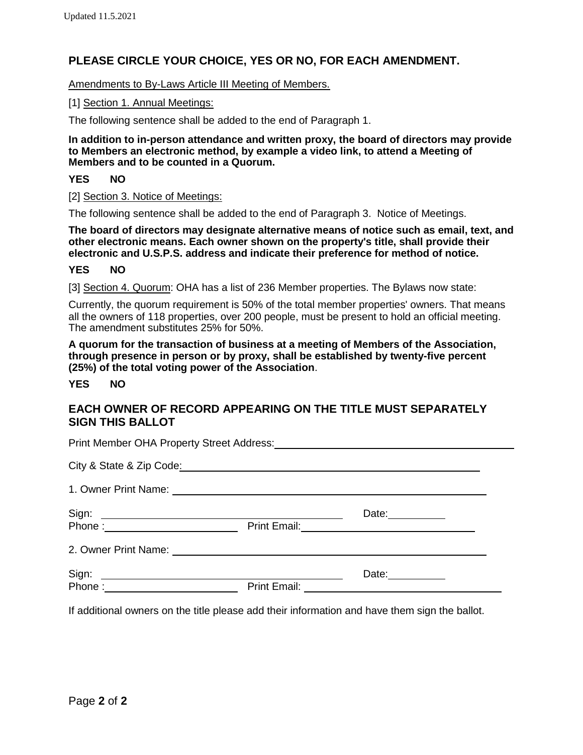Updated 11.5.2021

## PLEASE CIRCLE YOUR CHOICE, YES OR NO, FOR EACH AMENDMENT.

Amendments to By-Laws Article III Meeting of Members.

[1] Section 1. Annual Meetings:

The following sentence shall be added to the end of Paragraph 1.

**In addition to in-person attendance and written proxy, the board of directors may provide to Members an electronic method, by example a video link, to attend a Meeting of Members and to be counted in a Quorum.**

**YES NO**

[2] Section 3. Notice of Meetings:

The following sentence shall be added to the end of Paragraph 3. Notice of Meetings.

**The board of directors may designate alternative means of notice such as email, text, and other electronic means. Each owner shown on the property's title, shall provide their electronic and U.S.P.S. address and indicate their preference for method of notice.**

**YES NO**

[3] Section 4. Quorum: OHA has a list of 236 Member properties. The Bylaws now state:

Currently, the quorum requirement is 50% of the total member properties' owners. That means all the owners of 118 properties, over 200 people, must be present to hold an official meeting. The amendment substitutes 25% for 50%.

**A quorum for the transaction of business at a meeting of Members of the Association, through presence in person or by proxy, shall be established by twenty-five percent (25%) of the total voting power of the Association**.

**YES NO**

## EACH OWNER OF RECORD APPEARING ON THE TITLE MUST SEPARATELY SIGN THIS BALLOT

Print Member OHA Property Street Address: ______________________________

City & State & Zip Code: ______________________________

1. Owner Print Name: ______________________________

Sign: ______________________________ Date: __________
Phone : ____________________ Print Email: ______________________________

2. Owner Print Name: ______________________________

Sign: ______________________________ Date: __________
Phone : ____________________ Print Email: ______________________________

If additional owners on the title please add their information and have them sign the ballot.